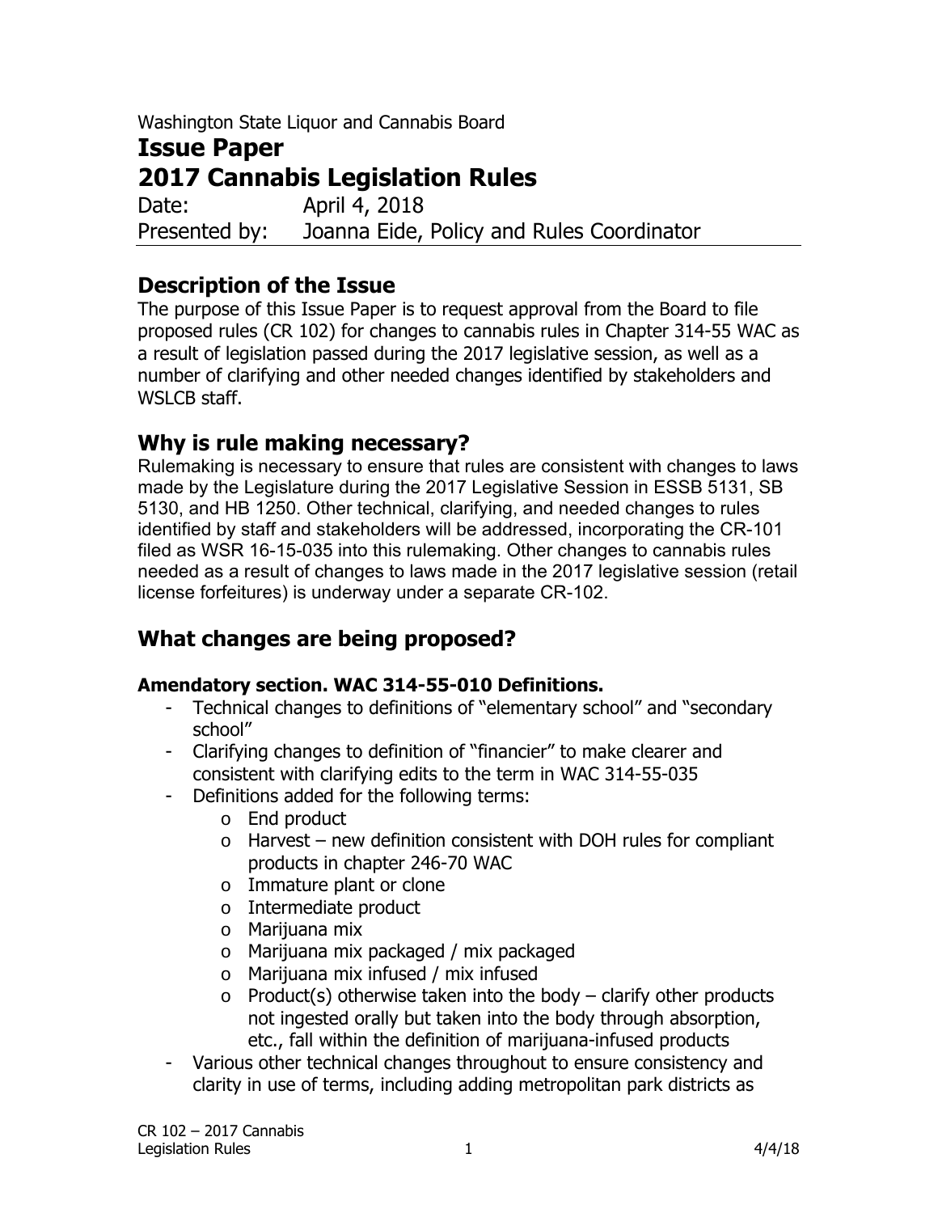Washington State Liquor and Cannabis Board

# Issue Paper
# 2017 Cannabis Legislation Rules

Date: April 4, 2018

Presented by: Joanna Eide, Policy and Rules Coordinator

## Description of the Issue

The purpose of this Issue Paper is to request approval from the Board to file proposed rules (CR 102) for changes to cannabis rules in Chapter 314-55 WAC as a result of legislation passed during the 2017 legislative session, as well as a number of clarifying and other needed changes identified by stakeholders and WSLCB staff.

## Why is rule making necessary?

Rulemaking is necessary to ensure that rules are consistent with changes to laws made by the Legislature during the 2017 Legislative Session in ESSB 5131, SB 5130, and HB 1250. Other technical, clarifying, and needed changes to rules identified by staff and stakeholders will be addressed, incorporating the CR-101 filed as WSR 16-15-035 into this rulemaking. Other changes to cannabis rules needed as a result of changes to laws made in the 2017 legislative session (retail license forfeitures) is underway under a separate CR-102.

## What changes are being proposed?

**Amendatory section. WAC 314-55-010 Definitions.**

- Technical changes to definitions of "elementary school" and "secondary school"
- Clarifying changes to definition of "financier" to make clearer and consistent with clarifying edits to the term in WAC 314-55-035
- Definitions added for the following terms:
  - End product
  - Harvest – new definition consistent with DOH rules for compliant products in chapter 246-70 WAC
  - Immature plant or clone
  - Intermediate product
  - Marijuana mix
  - Marijuana mix packaged / mix packaged
  - Marijuana mix infused / mix infused
  - Product(s) otherwise taken into the body – clarify other products not ingested orally but taken into the body through absorption, etc., fall within the definition of marijuana-infused products
- Various other technical changes throughout to ensure consistency and clarity in use of terms, including adding metropolitan park districts as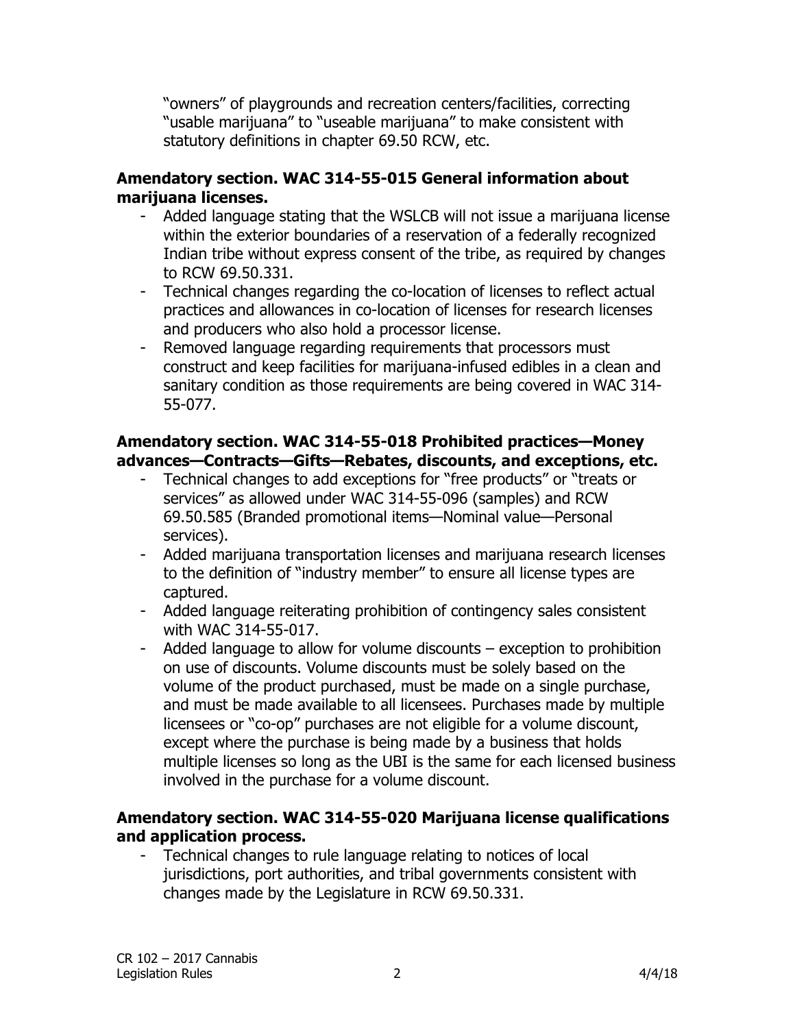"owners" of playgrounds and recreation centers/facilities, correcting "usable marijuana" to "useable marijuana" to make consistent with statutory definitions in chapter 69.50 RCW, etc.

**Amendatory section. WAC 314-55-015 General information about marijuana licenses.**

- Added language stating that the WSLCB will not issue a marijuana license within the exterior boundaries of a reservation of a federally recognized Indian tribe without express consent of the tribe, as required by changes to RCW 69.50.331.
- Technical changes regarding the co-location of licenses to reflect actual practices and allowances in co-location of licenses for research licenses and producers who also hold a processor license.
- Removed language regarding requirements that processors must construct and keep facilities for marijuana-infused edibles in a clean and sanitary condition as those requirements are being covered in WAC 314-55-077.

**Amendatory section. WAC 314-55-018 Prohibited practices—Money advances—Contracts—Gifts—Rebates, discounts, and exceptions, etc.**

- Technical changes to add exceptions for "free products" or "treats or services" as allowed under WAC 314-55-096 (samples) and RCW 69.50.585 (Branded promotional items—Nominal value—Personal services).
- Added marijuana transportation licenses and marijuana research licenses to the definition of "industry member" to ensure all license types are captured.
- Added language reiterating prohibition of contingency sales consistent with WAC 314-55-017.
- Added language to allow for volume discounts – exception to prohibition on use of discounts. Volume discounts must be solely based on the volume of the product purchased, must be made on a single purchase, and must be made available to all licensees. Purchases made by multiple licensees or "co-op" purchases are not eligible for a volume discount, except where the purchase is being made by a business that holds multiple licenses so long as the UBI is the same for each licensed business involved in the purchase for a volume discount.

**Amendatory section. WAC 314-55-020 Marijuana license qualifications and application process.**

- Technical changes to rule language relating to notices of local jurisdictions, port authorities, and tribal governments consistent with changes made by the Legislature in RCW 69.50.331.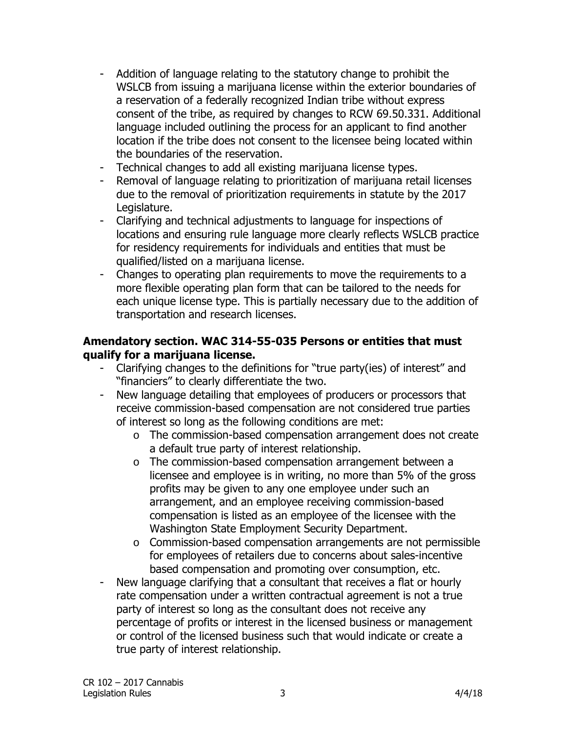- Addition of language relating to the statutory change to prohibit the WSLCB from issuing a marijuana license within the exterior boundaries of a reservation of a federally recognized Indian tribe without express consent of the tribe, as required by changes to RCW 69.50.331. Additional language included outlining the process for an applicant to find another location if the tribe does not consent to the licensee being located within the boundaries of the reservation.
- Technical changes to add all existing marijuana license types.
- Removal of language relating to prioritization of marijuana retail licenses due to the removal of prioritization requirements in statute by the 2017 Legislature.
- Clarifying and technical adjustments to language for inspections of locations and ensuring rule language more clearly reflects WSLCB practice for residency requirements for individuals and entities that must be qualified/listed on a marijuana license.
- Changes to operating plan requirements to move the requirements to a more flexible operating plan form that can be tailored to the needs for each unique license type. This is partially necessary due to the addition of transportation and research licenses.

**Amendatory section. WAC 314-55-035 Persons or entities that must qualify for a marijuana license.**

- Clarifying changes to the definitions for "true party(ies) of interest" and "financiers" to clearly differentiate the two.
- New language detailing that employees of producers or processors that receive commission-based compensation are not considered true parties of interest so long as the following conditions are met:
  - The commission-based compensation arrangement does not create a default true party of interest relationship.
  - The commission-based compensation arrangement between a licensee and employee is in writing, no more than 5% of the gross profits may be given to any one employee under such an arrangement, and an employee receiving commission-based compensation is listed as an employee of the licensee with the Washington State Employment Security Department.
  - Commission-based compensation arrangements are not permissible for employees of retailers due to concerns about sales-incentive based compensation and promoting over consumption, etc.
- New language clarifying that a consultant that receives a flat or hourly rate compensation under a written contractual agreement is not a true party of interest so long as the consultant does not receive any percentage of profits or interest in the licensed business or management or control of the licensed business such that would indicate or create a true party of interest relationship.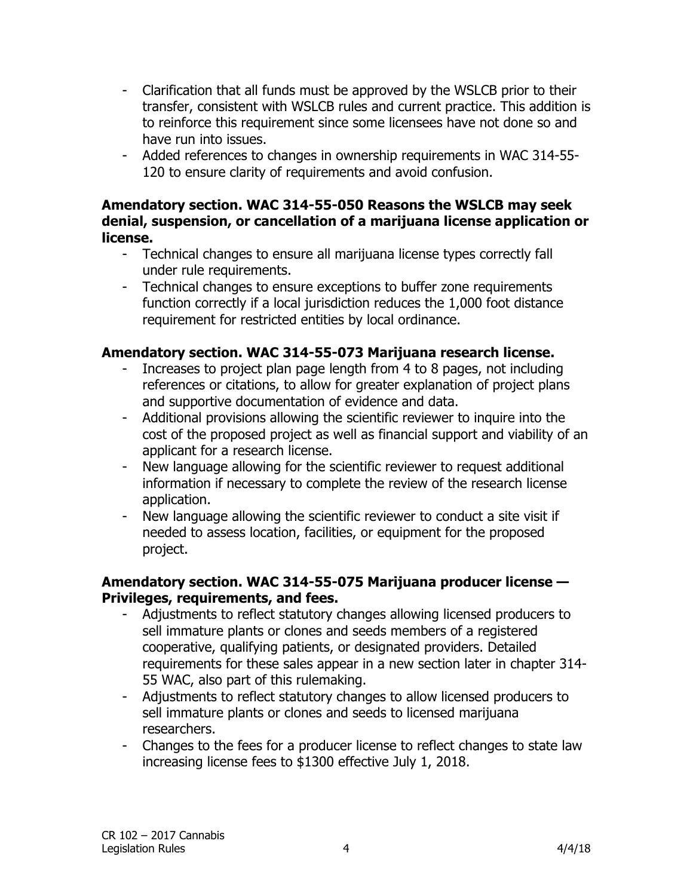- Clarification that all funds must be approved by the WSLCB prior to their transfer, consistent with WSLCB rules and current practice. This addition is to reinforce this requirement since some licensees have not done so and have run into issues.
- Added references to changes in ownership requirements in WAC 314-55-120 to ensure clarity of requirements and avoid confusion.

**Amendatory section. WAC 314-55-050 Reasons the WSLCB may seek denial, suspension, or cancellation of a marijuana license application or license.**

- Technical changes to ensure all marijuana license types correctly fall under rule requirements.
- Technical changes to ensure exceptions to buffer zone requirements function correctly if a local jurisdiction reduces the 1,000 foot distance requirement for restricted entities by local ordinance.

**Amendatory section. WAC 314-55-073 Marijuana research license.**

- Increases to project plan page length from 4 to 8 pages, not including references or citations, to allow for greater explanation of project plans and supportive documentation of evidence and data.
- Additional provisions allowing the scientific reviewer to inquire into the cost of the proposed project as well as financial support and viability of an applicant for a research license.
- New language allowing for the scientific reviewer to request additional information if necessary to complete the review of the research license application.
- New language allowing the scientific reviewer to conduct a site visit if needed to assess location, facilities, or equipment for the proposed project.

**Amendatory section. WAC 314-55-075 Marijuana producer license — Privileges, requirements, and fees.**

- Adjustments to reflect statutory changes allowing licensed producers to sell immature plants or clones and seeds members of a registered cooperative, qualifying patients, or designated providers. Detailed requirements for these sales appear in a new section later in chapter 314-55 WAC, also part of this rulemaking.
- Adjustments to reflect statutory changes to allow licensed producers to sell immature plants or clones and seeds to licensed marijuana researchers.
- Changes to the fees for a producer license to reflect changes to state law increasing license fees to $1300 effective July 1, 2018.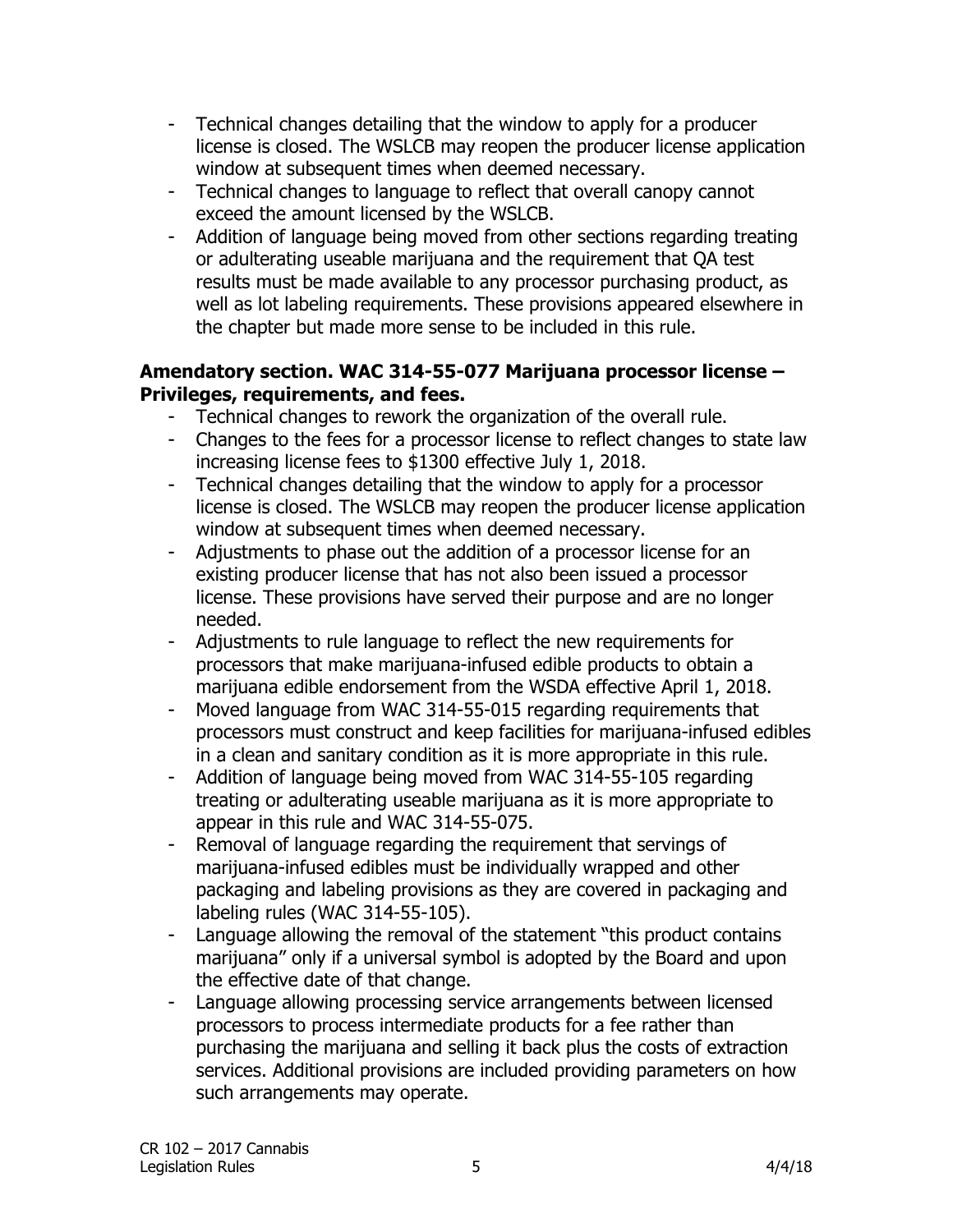- Technical changes detailing that the window to apply for a producer license is closed. The WSLCB may reopen the producer license application window at subsequent times when deemed necessary.
- Technical changes to language to reflect that overall canopy cannot exceed the amount licensed by the WSLCB.
- Addition of language being moved from other sections regarding treating or adulterating useable marijuana and the requirement that QA test results must be made available to any processor purchasing product, as well as lot labeling requirements. These provisions appeared elsewhere in the chapter but made more sense to be included in this rule.

**Amendatory section. WAC 314-55-077 Marijuana processor license – Privileges, requirements, and fees.**

- Technical changes to rework the organization of the overall rule.
- Changes to the fees for a processor license to reflect changes to state law increasing license fees to $1300 effective July 1, 2018.
- Technical changes detailing that the window to apply for a processor license is closed. The WSLCB may reopen the producer license application window at subsequent times when deemed necessary.
- Adjustments to phase out the addition of a processor license for an existing producer license that has not also been issued a processor license. These provisions have served their purpose and are no longer needed.
- Adjustments to rule language to reflect the new requirements for processors that make marijuana-infused edible products to obtain a marijuana edible endorsement from the WSDA effective April 1, 2018.
- Moved language from WAC 314-55-015 regarding requirements that processors must construct and keep facilities for marijuana-infused edibles in a clean and sanitary condition as it is more appropriate in this rule.
- Addition of language being moved from WAC 314-55-105 regarding treating or adulterating useable marijuana as it is more appropriate to appear in this rule and WAC 314-55-075.
- Removal of language regarding the requirement that servings of marijuana-infused edibles must be individually wrapped and other packaging and labeling provisions as they are covered in packaging and labeling rules (WAC 314-55-105).
- Language allowing the removal of the statement "this product contains marijuana" only if a universal symbol is adopted by the Board and upon the effective date of that change.
- Language allowing processing service arrangements between licensed processors to process intermediate products for a fee rather than purchasing the marijuana and selling it back plus the costs of extraction services. Additional provisions are included providing parameters on how such arrangements may operate.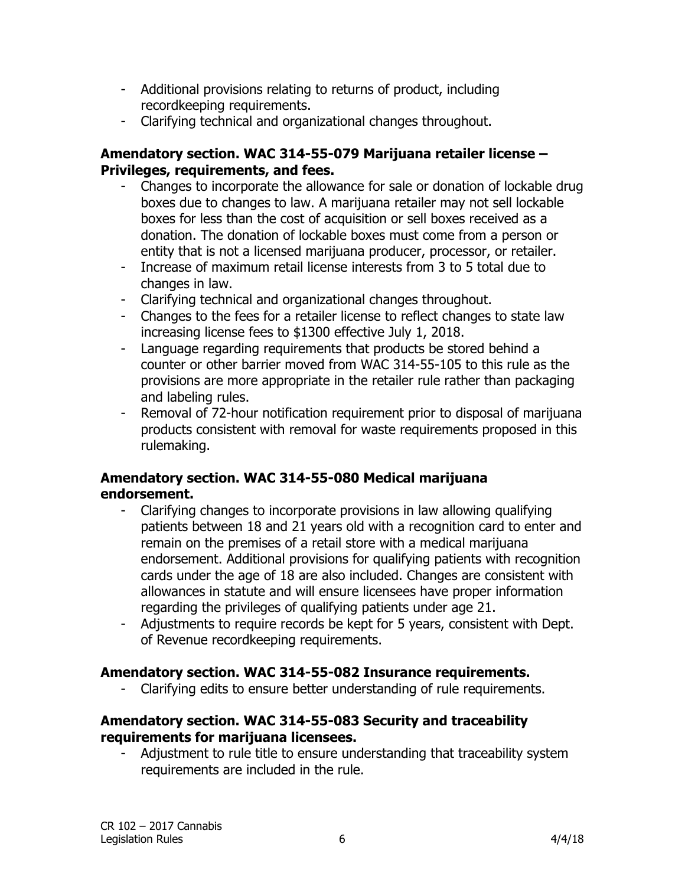- Additional provisions relating to returns of product, including recordkeeping requirements.
- Clarifying technical and organizational changes throughout.

**Amendatory section. WAC 314-55-079 Marijuana retailer license – Privileges, requirements, and fees.**

- Changes to incorporate the allowance for sale or donation of lockable drug boxes due to changes to law. A marijuana retailer may not sell lockable boxes for less than the cost of acquisition or sell boxes received as a donation. The donation of lockable boxes must come from a person or entity that is not a licensed marijuana producer, processor, or retailer.
- Increase of maximum retail license interests from 3 to 5 total due to changes in law.
- Clarifying technical and organizational changes throughout.
- Changes to the fees for a retailer license to reflect changes to state law increasing license fees to $1300 effective July 1, 2018.
- Language regarding requirements that products be stored behind a counter or other barrier moved from WAC 314-55-105 to this rule as the provisions are more appropriate in the retailer rule rather than packaging and labeling rules.
- Removal of 72-hour notification requirement prior to disposal of marijuana products consistent with removal for waste requirements proposed in this rulemaking.

**Amendatory section. WAC 314-55-080 Medical marijuana endorsement.**

- Clarifying changes to incorporate provisions in law allowing qualifying patients between 18 and 21 years old with a recognition card to enter and remain on the premises of a retail store with a medical marijuana endorsement. Additional provisions for qualifying patients with recognition cards under the age of 18 are also included. Changes are consistent with allowances in statute and will ensure licensees have proper information regarding the privileges of qualifying patients under age 21.
- Adjustments to require records be kept for 5 years, consistent with Dept. of Revenue recordkeeping requirements.

**Amendatory section. WAC 314-55-082 Insurance requirements.**

- Clarifying edits to ensure better understanding of rule requirements.

**Amendatory section. WAC 314-55-083 Security and traceability requirements for marijuana licensees.**

- Adjustment to rule title to ensure understanding that traceability system requirements are included in the rule.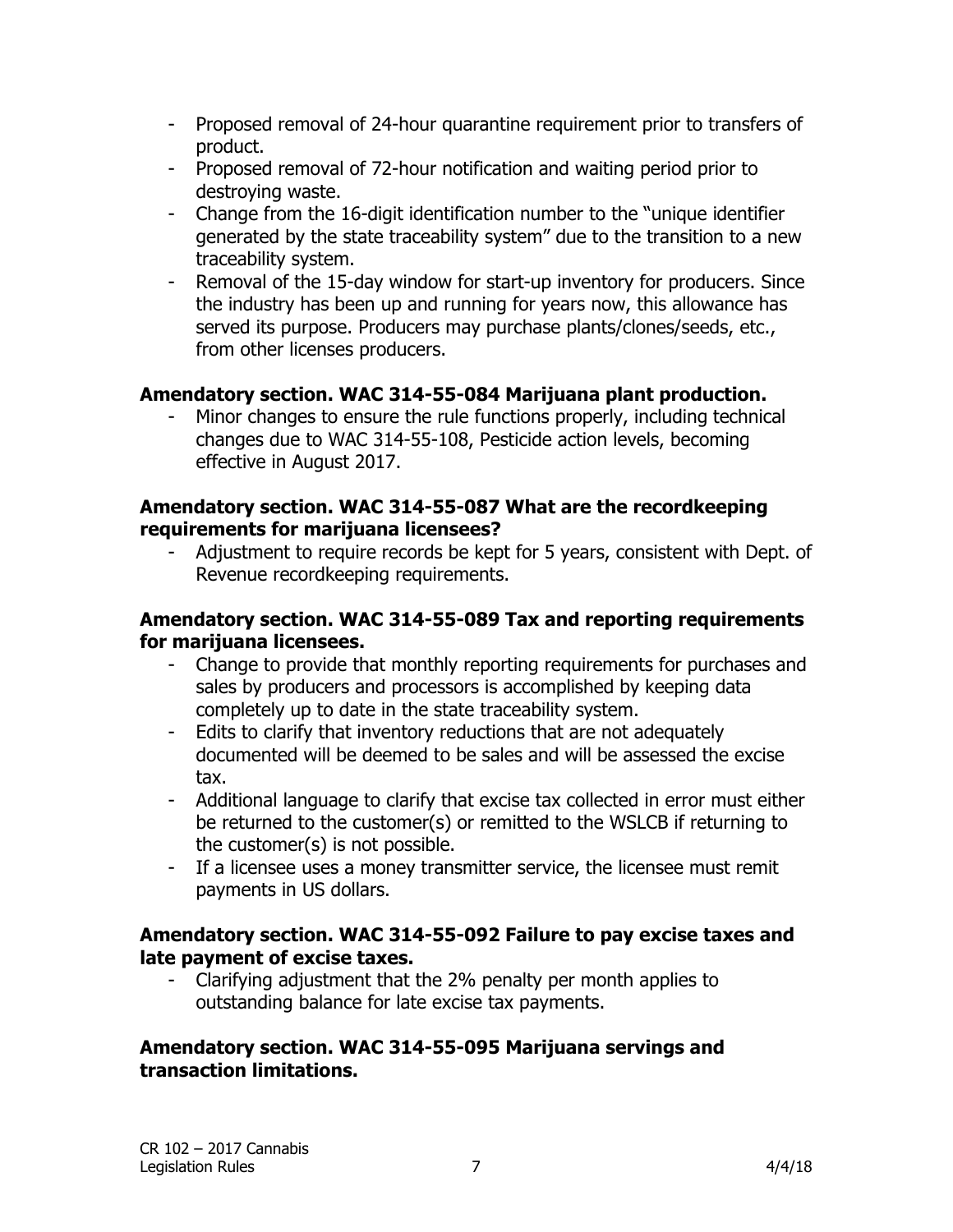- Proposed removal of 24-hour quarantine requirement prior to transfers of product.
- Proposed removal of 72-hour notification and waiting period prior to destroying waste.
- Change from the 16-digit identification number to the "unique identifier generated by the state traceability system" due to the transition to a new traceability system.
- Removal of the 15-day window for start-up inventory for producers. Since the industry has been up and running for years now, this allowance has served its purpose. Producers may purchase plants/clones/seeds, etc., from other licenses producers.

**Amendatory section. WAC 314-55-084 Marijuana plant production.**

- Minor changes to ensure the rule functions properly, including technical changes due to WAC 314-55-108, Pesticide action levels, becoming effective in August 2017.

**Amendatory section. WAC 314-55-087 What are the recordkeeping requirements for marijuana licensees?**

- Adjustment to require records be kept for 5 years, consistent with Dept. of Revenue recordkeeping requirements.

**Amendatory section. WAC 314-55-089 Tax and reporting requirements for marijuana licensees.**

- Change to provide that monthly reporting requirements for purchases and sales by producers and processors is accomplished by keeping data completely up to date in the state traceability system.
- Edits to clarify that inventory reductions that are not adequately documented will be deemed to be sales and will be assessed the excise tax.
- Additional language to clarify that excise tax collected in error must either be returned to the customer(s) or remitted to the WSLCB if returning to the customer(s) is not possible.
- If a licensee uses a money transmitter service, the licensee must remit payments in US dollars.

**Amendatory section. WAC 314-55-092 Failure to pay excise taxes and late payment of excise taxes.**

- Clarifying adjustment that the 2% penalty per month applies to outstanding balance for late excise tax payments.

**Amendatory section. WAC 314-55-095 Marijuana servings and transaction limitations.**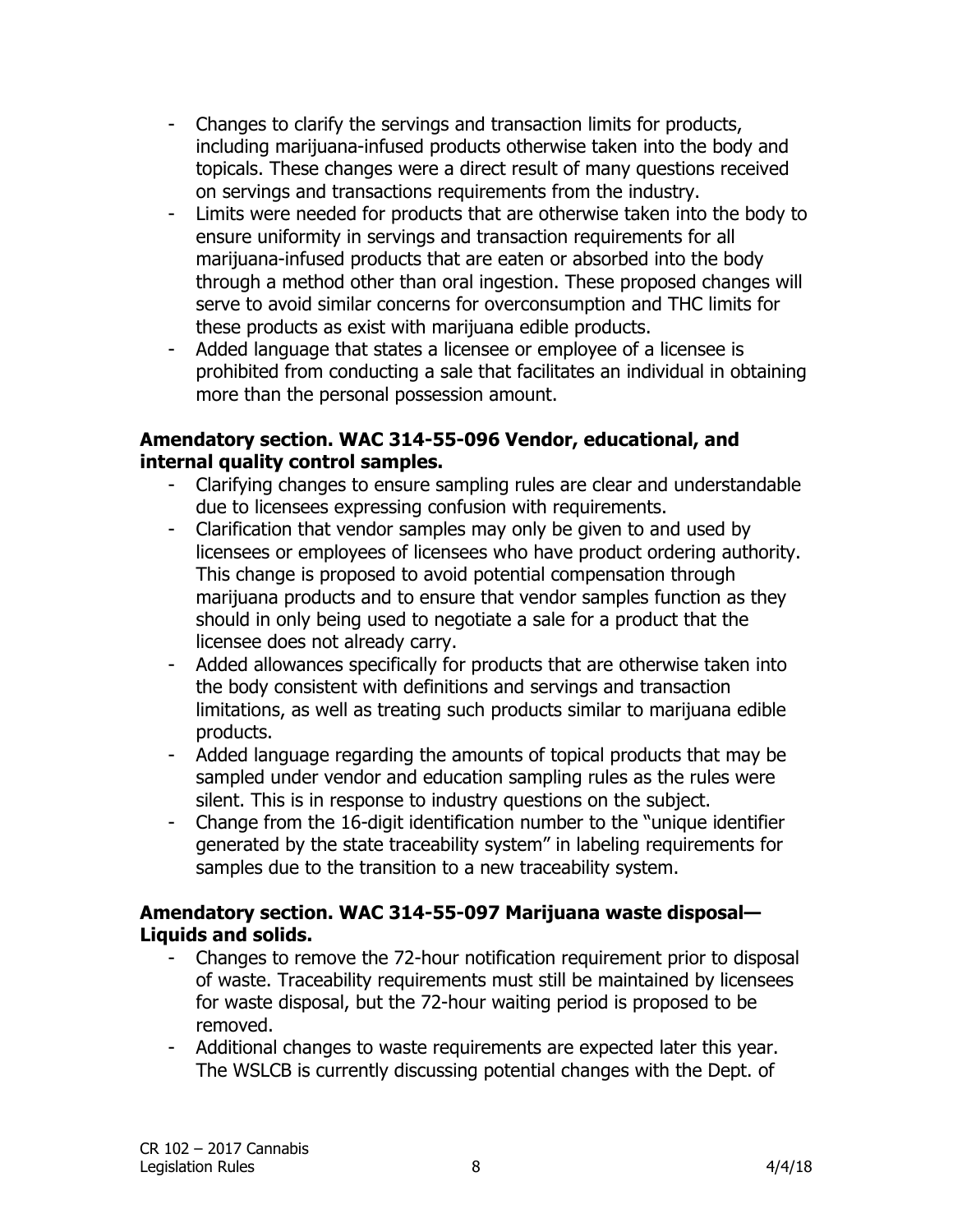- Changes to clarify the servings and transaction limits for products, including marijuana-infused products otherwise taken into the body and topicals. These changes were a direct result of many questions received on servings and transactions requirements from the industry.
- Limits were needed for products that are otherwise taken into the body to ensure uniformity in servings and transaction requirements for all marijuana-infused products that are eaten or absorbed into the body through a method other than oral ingestion. These proposed changes will serve to avoid similar concerns for overconsumption and THC limits for these products as exist with marijuana edible products.
- Added language that states a licensee or employee of a licensee is prohibited from conducting a sale that facilitates an individual in obtaining more than the personal possession amount.

**Amendatory section. WAC 314-55-096 Vendor, educational, and internal quality control samples.**

- Clarifying changes to ensure sampling rules are clear and understandable due to licensees expressing confusion with requirements.
- Clarification that vendor samples may only be given to and used by licensees or employees of licensees who have product ordering authority. This change is proposed to avoid potential compensation through marijuana products and to ensure that vendor samples function as they should in only being used to negotiate a sale for a product that the licensee does not already carry.
- Added allowances specifically for products that are otherwise taken into the body consistent with definitions and servings and transaction limitations, as well as treating such products similar to marijuana edible products.
- Added language regarding the amounts of topical products that may be sampled under vendor and education sampling rules as the rules were silent. This is in response to industry questions on the subject.
- Change from the 16-digit identification number to the "unique identifier generated by the state traceability system" in labeling requirements for samples due to the transition to a new traceability system.

**Amendatory section. WAC 314-55-097 Marijuana waste disposal—Liquids and solids.**

- Changes to remove the 72-hour notification requirement prior to disposal of waste. Traceability requirements must still be maintained by licensees for waste disposal, but the 72-hour waiting period is proposed to be removed.
- Additional changes to waste requirements are expected later this year. The WSLCB is currently discussing potential changes with the Dept. of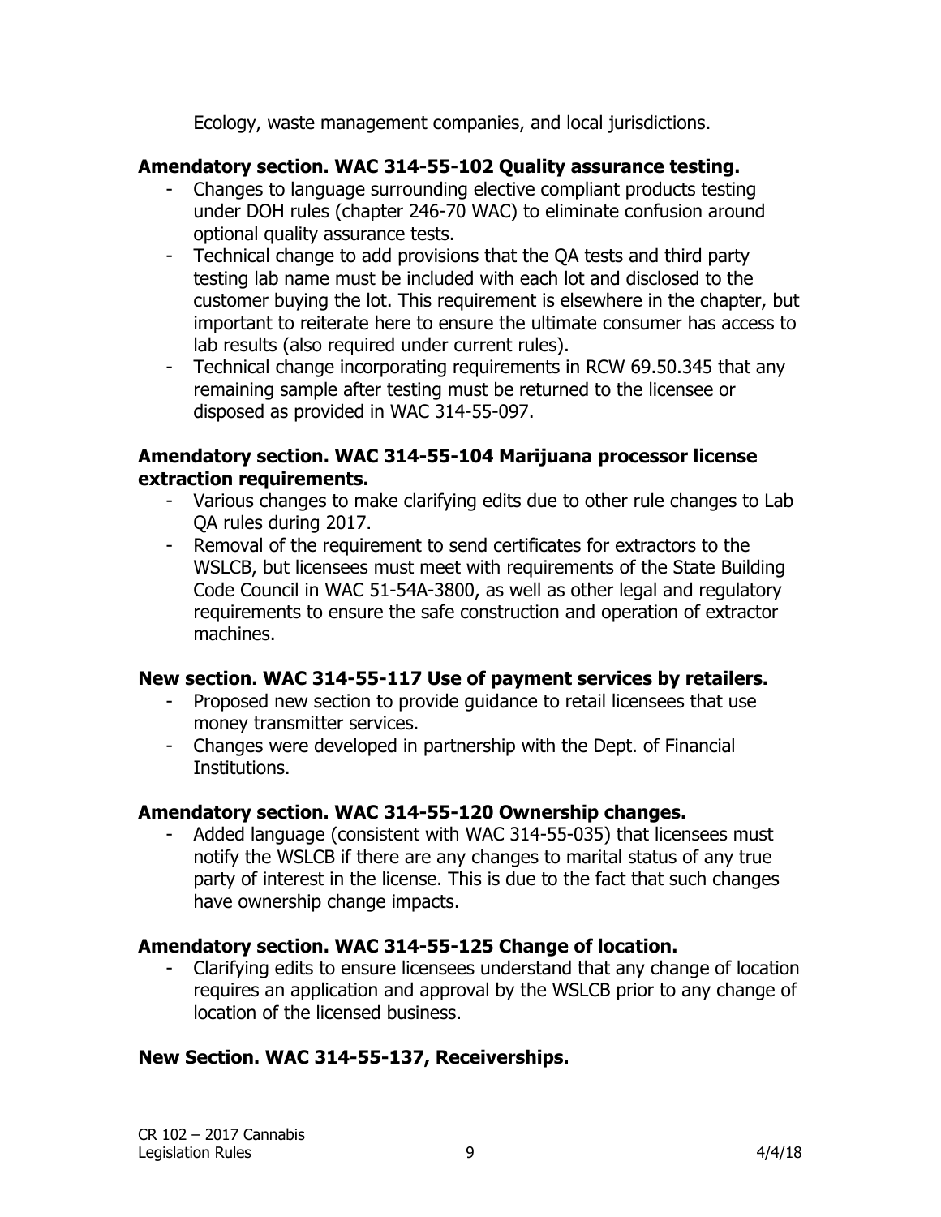Ecology, waste management companies, and local jurisdictions.

**Amendatory section. WAC 314-55-102 Quality assurance testing.**

- Changes to language surrounding elective compliant products testing under DOH rules (chapter 246-70 WAC) to eliminate confusion around optional quality assurance tests.
- Technical change to add provisions that the QA tests and third party testing lab name must be included with each lot and disclosed to the customer buying the lot. This requirement is elsewhere in the chapter, but important to reiterate here to ensure the ultimate consumer has access to lab results (also required under current rules).
- Technical change incorporating requirements in RCW 69.50.345 that any remaining sample after testing must be returned to the licensee or disposed as provided in WAC 314-55-097.

**Amendatory section. WAC 314-55-104 Marijuana processor license extraction requirements.**

- Various changes to make clarifying edits due to other rule changes to Lab QA rules during 2017.
- Removal of the requirement to send certificates for extractors to the WSLCB, but licensees must meet with requirements of the State Building Code Council in WAC 51-54A-3800, as well as other legal and regulatory requirements to ensure the safe construction and operation of extractor machines.

**New section. WAC 314-55-117 Use of payment services by retailers.**

- Proposed new section to provide guidance to retail licensees that use money transmitter services.
- Changes were developed in partnership with the Dept. of Financial Institutions.

**Amendatory section. WAC 314-55-120 Ownership changes.**

- Added language (consistent with WAC 314-55-035) that licensees must notify the WSLCB if there are any changes to marital status of any true party of interest in the license. This is due to the fact that such changes have ownership change impacts.

**Amendatory section. WAC 314-55-125 Change of location.**

- Clarifying edits to ensure licensees understand that any change of location requires an application and approval by the WSLCB prior to any change of location of the licensed business.

**New Section. WAC 314-55-137, Receiverships.**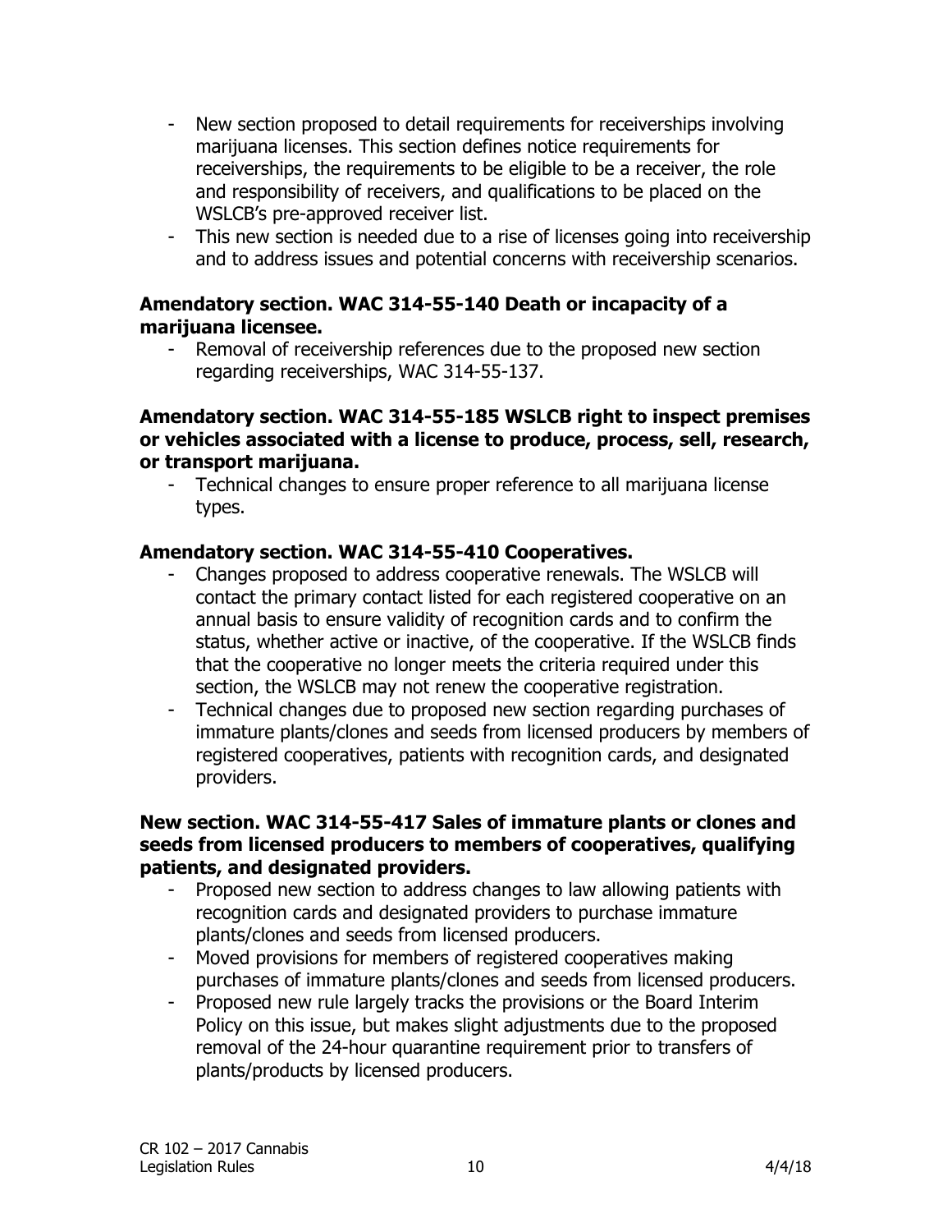- New section proposed to detail requirements for receiverships involving marijuana licenses. This section defines notice requirements for receiverships, the requirements to be eligible to be a receiver, the role and responsibility of receivers, and qualifications to be placed on the WSLCB's pre-approved receiver list.
- This new section is needed due to a rise of licenses going into receivership and to address issues and potential concerns with receivership scenarios.

**Amendatory section. WAC 314-55-140 Death or incapacity of a marijuana licensee.**

- Removal of receivership references due to the proposed new section regarding receiverships, WAC 314-55-137.

**Amendatory section. WAC 314-55-185 WSLCB right to inspect premises or vehicles associated with a license to produce, process, sell, research, or transport marijuana.**

- Technical changes to ensure proper reference to all marijuana license types.

**Amendatory section. WAC 314-55-410 Cooperatives.**

- Changes proposed to address cooperative renewals. The WSLCB will contact the primary contact listed for each registered cooperative on an annual basis to ensure validity of recognition cards and to confirm the status, whether active or inactive, of the cooperative. If the WSLCB finds that the cooperative no longer meets the criteria required under this section, the WSLCB may not renew the cooperative registration.
- Technical changes due to proposed new section regarding purchases of immature plants/clones and seeds from licensed producers by members of registered cooperatives, patients with recognition cards, and designated providers.

**New section. WAC 314-55-417 Sales of immature plants or clones and seeds from licensed producers to members of cooperatives, qualifying patients, and designated providers.**

- Proposed new section to address changes to law allowing patients with recognition cards and designated providers to purchase immature plants/clones and seeds from licensed producers.
- Moved provisions for members of registered cooperatives making purchases of immature plants/clones and seeds from licensed producers.
- Proposed new rule largely tracks the provisions or the Board Interim Policy on this issue, but makes slight adjustments due to the proposed removal of the 24-hour quarantine requirement prior to transfers of plants/products by licensed producers.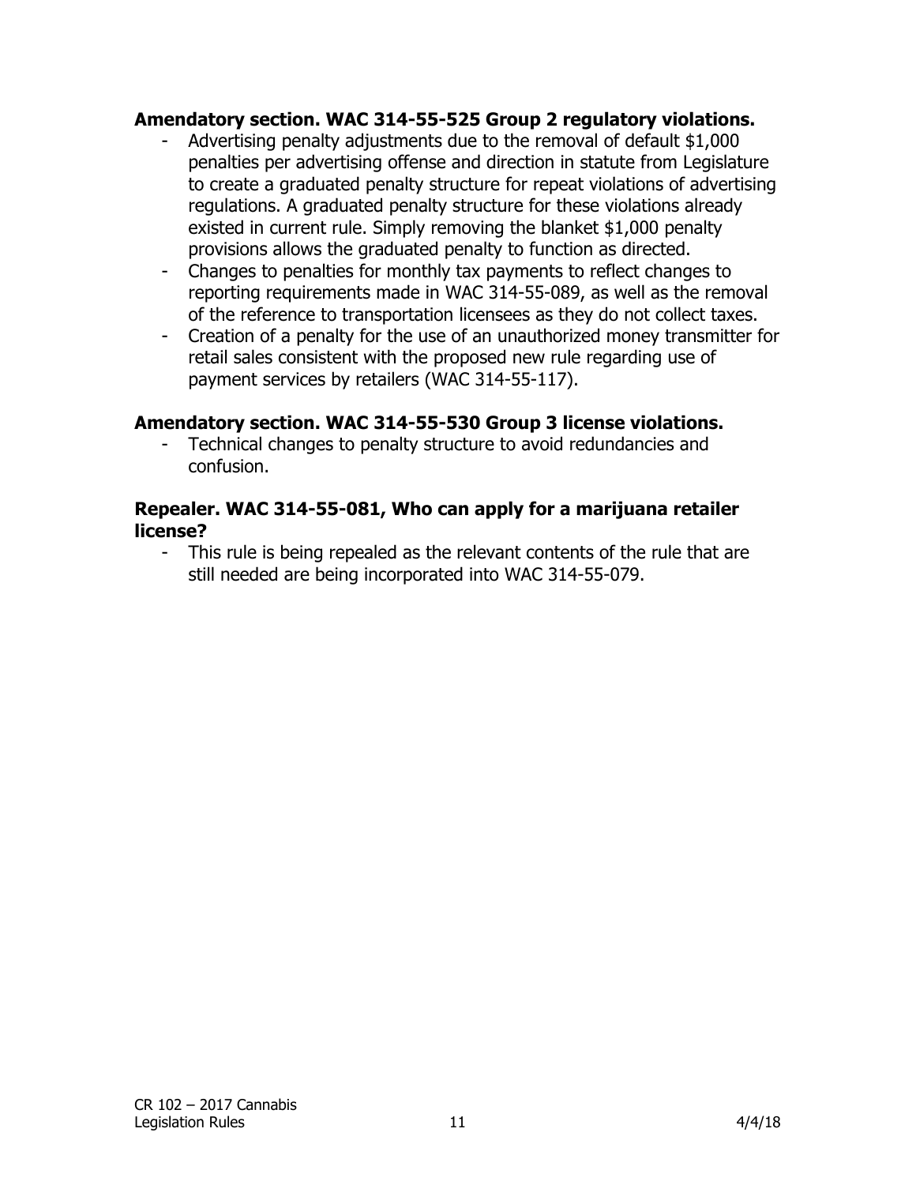**Amendatory section. WAC 314-55-525 Group 2 regulatory violations.**

- Advertising penalty adjustments due to the removal of default $1,000 penalties per advertising offense and direction in statute from Legislature to create a graduated penalty structure for repeat violations of advertising regulations. A graduated penalty structure for these violations already existed in current rule. Simply removing the blanket $1,000 penalty provisions allows the graduated penalty to function as directed.
- Changes to penalties for monthly tax payments to reflect changes to reporting requirements made in WAC 314-55-089, as well as the removal of the reference to transportation licensees as they do not collect taxes.
- Creation of a penalty for the use of an unauthorized money transmitter for retail sales consistent with the proposed new rule regarding use of payment services by retailers (WAC 314-55-117).

**Amendatory section. WAC 314-55-530 Group 3 license violations.**

- Technical changes to penalty structure to avoid redundancies and confusion.

**Repealer. WAC 314-55-081, Who can apply for a marijuana retailer license?**

- This rule is being repealed as the relevant contents of the rule that are still needed are being incorporated into WAC 314-55-079.